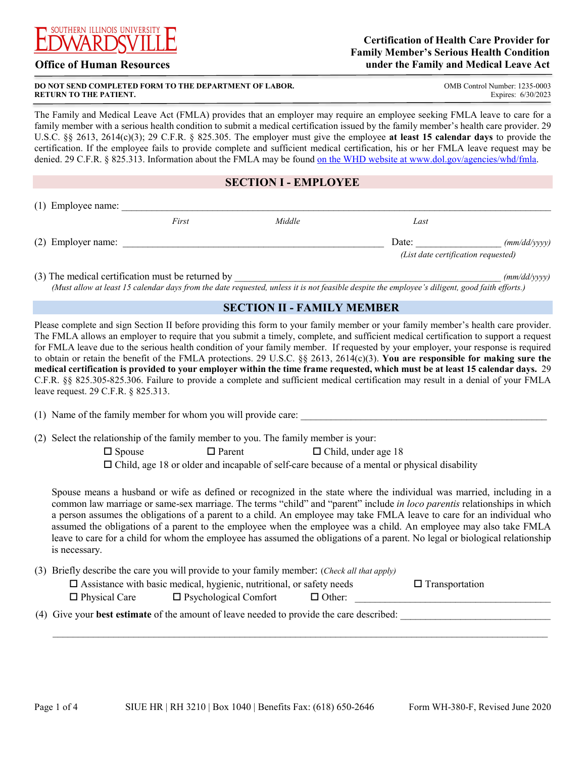SOUTHERN ILLINOIS UNIVERSITY EDWARDSVILLE

**Office of Human Resources**

# Certification of Health Care Provider for Family Member's Serious Health Condition under the Family and Medical Leave Act

**DO NOT SEND COMPLETED FORM TO THE DEPARTMENT OF LABOR.**
**RETURN TO THE PATIENT.**

OMB Control Number: 1235-0003
Expires: 6/30/2023

The Family and Medical Leave Act (FMLA) provides that an employer may require an employee seeking FMLA leave to care for a family member with a serious health condition to submit a medical certification issued by the family member's health care provider. 29 U.S.C. §§ 2613, 2614(c)(3); 29 C.F.R. § 825.305. The employer must give the employee **at least 15 calendar days** to provide the certification. If the employee fails to provide complete and sufficient medical certification, his or her FMLA leave request may be denied. 29 C.F.R. § 825.313. Information about the FMLA may be found on the WHD website at www.dol.gov/agencies/whd/fmla.

## SECTION I - EMPLOYEE

(1) Employee name: ____________________________________________
*First* *Middle* *Last*

(2) Employer name: ______________________________ Date: ____________ *(mm/dd/yyyy)*
*(List date certification requested)*

(3) The medical certification must be returned by ______________________________ *(mm/dd/yyyy)*
*(Must allow at least 15 calendar days from the date requested, unless it is not feasible despite the employee's diligent, good faith efforts.)*

## SECTION II - FAMILY MEMBER

Please complete and sign Section II before providing this form to your family member or your family member's health care provider. The FMLA allows an employer to require that you submit a timely, complete, and sufficient medical certification to support a request for FMLA leave due to the serious health condition of your family member. If requested by your employer, your response is required to obtain or retain the benefit of the FMLA protections. 29 U.S.C. §§ 2613, 2614(c)(3). **You are responsible for making sure the medical certification is provided to your employer within the time frame requested, which must be at least 15 calendar days.** 29 C.F.R. §§ 825.305-825.306. Failure to provide a complete and sufficient medical certification may result in a denial of your FMLA leave request. 29 C.F.R. § 825.313.

(1) Name of the family member for whom you will provide care: ______________________________

(2) Select the relationship of the family member to you. The family member is your:

☐ Spouse ☐ Parent ☐ Child, under age 18
☐ Child, age 18 or older and incapable of self-care because of a mental or physical disability

Spouse means a husband or wife as defined or recognized in the state where the individual was married, including in a common law marriage or same-sex marriage. The terms "child" and "parent" include *in loco parentis* relationships in which a person assumes the obligations of a parent to a child. An employee may take FMLA leave to care for an individual who assumed the obligations of a parent to the employee when the employee was a child. An employee may also take FMLA leave to care for a child for whom the employee has assumed the obligations of a parent. No legal or biological relationship is necessary.

(3) Briefly describe the care you will provide to your family member: *(Check all that apply)*

☐ Assistance with basic medical, hygienic, nutritional, or safety needs ☐ Transportation
☐ Physical Care ☐ Psychological Comfort ☐ Other: ______________________________

(4) Give your **best estimate** of the amount of leave needed to provide the care described: ______________________________

______________________________________________________________________________

SIUE HR | RH 3210 | Box 1040 | Benefits Fax: (618) 650-2646

Form WH-380-F, Revised June 2020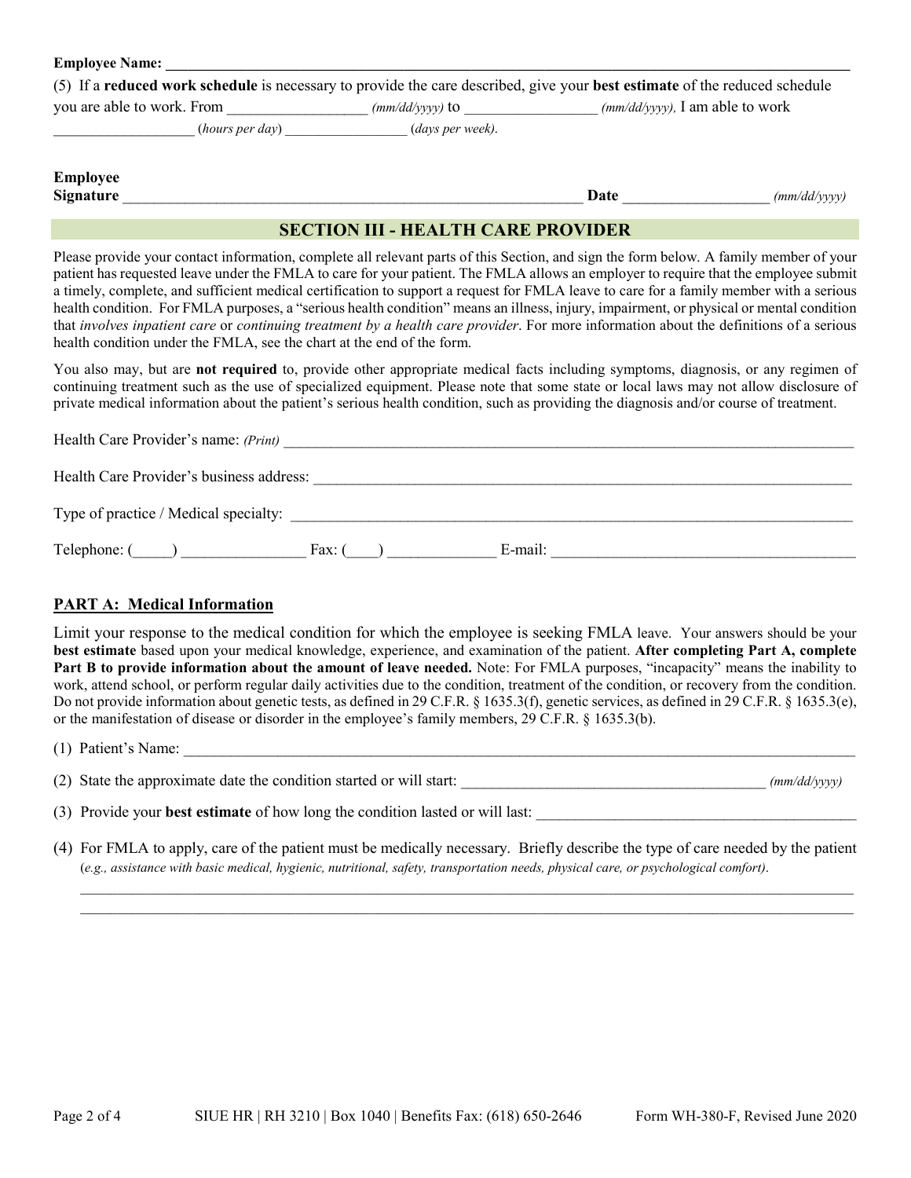**Employee Name:** ______________________________________________________________________________

(5) If a **reduced work schedule** is necessary to provide the care described, give your **best estimate** of the reduced schedule you are able to work. From _________________ *(mm/dd/yyyy)* to _________________ *(mm/dd/yyyy),* I am able to work ___________________ (*hours per day*) _________________ (*days per week)*.

**Employee Signature** ___________________________________________________________ **Date** ___________________ *(mm/dd/yyyy)*

## SECTION III - HEALTH CARE PROVIDER

Please provide your contact information, complete all relevant parts of this Section, and sign the form below. A family member of your patient has requested leave under the FMLA to care for your patient. The FMLA allows an employer to require that the employee submit a timely, complete, and sufficient medical certification to support a request for FMLA leave to care for a family member with a serious health condition. For FMLA purposes, a "serious health condition" means an illness, injury, impairment, or physical or mental condition that *involves inpatient care* or *continuing treatment by a health care provider*. For more information about the definitions of a serious health condition under the FMLA, see the chart at the end of the form.

You also may, but are **not required** to, provide other appropriate medical facts including symptoms, diagnosis, or any regimen of continuing treatment such as the use of specialized equipment. Please note that some state or local laws may not allow disclosure of private medical information about the patient's serious health condition, such as providing the diagnosis and/or course of treatment.

Health Care Provider's name: *(Print)* ___________________________________________________________________________

Health Care Provider's business address: ________________________________________________________________

Type of practice / Medical specialty: ____________________________________________________________________

Telephone: (_____) ________________ Fax: (____) _____________ E-mail: _______________________________________

### PART A: Medical Information

Limit your response to the medical condition for which the employee is seeking FMLA leave. Your answers should be your **best estimate** based upon your medical knowledge, experience, and examination of the patient. **After completing Part A, complete Part B to provide information about the amount of leave needed.** Note: For FMLA purposes, "incapacity" means the inability to work, attend school, or perform regular daily activities due to the condition, treatment of the condition, or recovery from the condition. Do not provide information about genetic tests, as defined in 29 C.F.R. § 1635.3(f), genetic services, as defined in 29 C.F.R. § 1635.3(e), or the manifestation of disease or disorder in the employee's family members, 29 C.F.R. § 1635.3(b).

(1) Patient's Name: ________________________________________________________________________________________

(2) State the approximate date the condition started or will start: _______________________________________ *(mm/dd/yyyy)*

(3) Provide your **best estimate** of how long the condition lasted or will last: ________________________________________

(4) For FMLA to apply, care of the patient must be medically necessary. Briefly describe the type of care needed by the patient (*e.g., assistance with basic medical, hygienic, nutritional, safety, transportation needs, physical care, or psychological comfort)*.

_______________________________________________________________________________________________________

_______________________________________________________________________________________________________

SIUE HR | RH 3210 | Box 1040 | Benefits Fax: (618) 650-2646

Form WH-380-F, Revised June 2020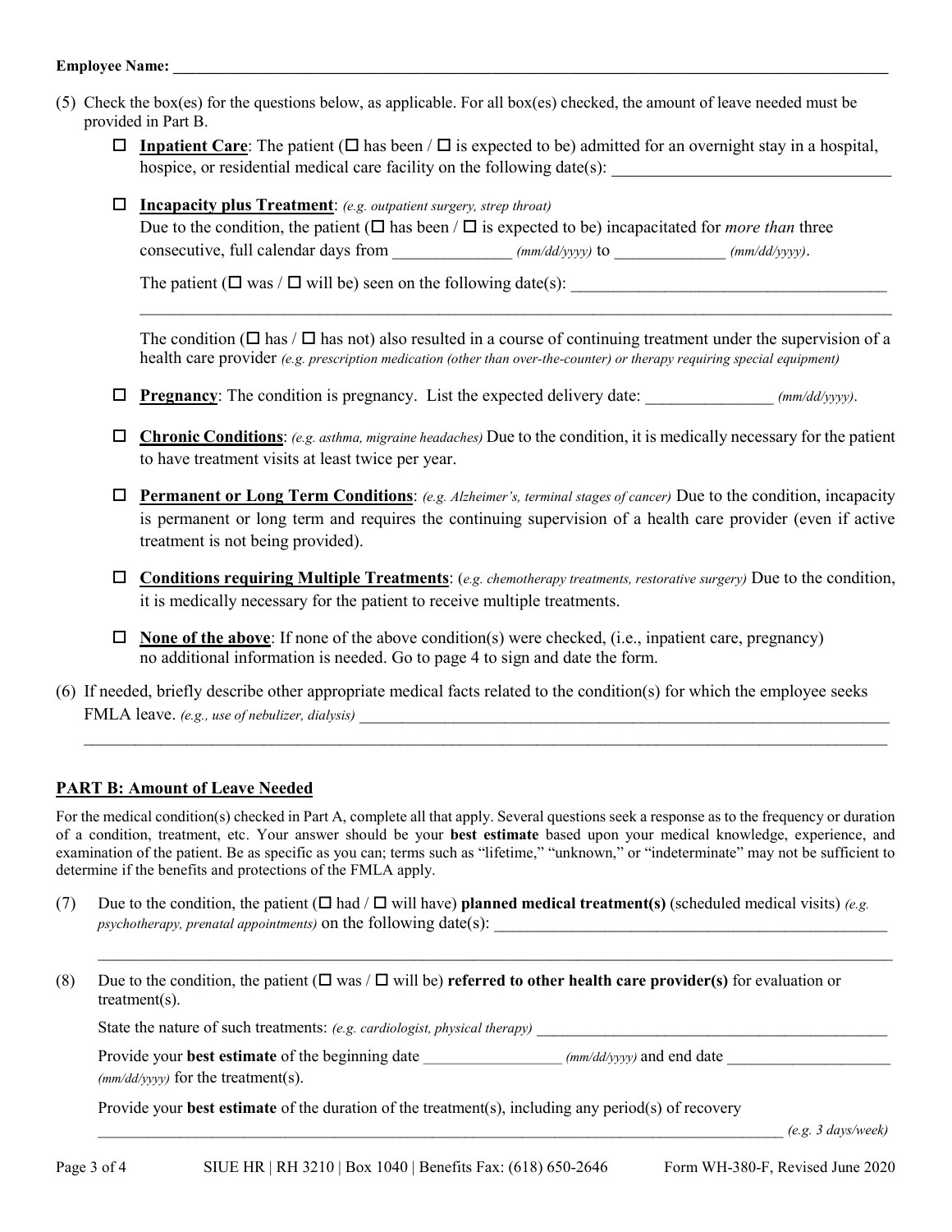**Employee Name:** ______________________________________________________________________

(5) Check the box(es) for the questions below, as applicable. For all box(es) checked, the amount of leave needed must be provided in Part B.

- ☐ **Inpatient Care**: The patient (☐ has been / ☐ is expected to be) admitted for an overnight stay in a hospital, hospice, or residential medical care facility on the following date(s): ______________________________

- ☐ **Incapacity plus Treatment**: *(e.g. outpatient surgery, strep throat)*
  Due to the condition, the patient (☐ has been / ☐ is expected to be) incapacitated for *more than* three consecutive, full calendar days from ______________ *(mm/dd/yyyy)* to ______________ *(mm/dd/yyyy)*.

  The patient (☐ was / ☐ will be) seen on the following date(s): ______________________________________
  ______________________________________________________________________________________________

  The condition (☐ has / ☐ has not) also resulted in a course of continuing treatment under the supervision of a health care provider *(e.g. prescription medication (other than over-the-counter) or therapy requiring special equipment)*

- ☐ **Pregnancy**: The condition is pregnancy. List the expected delivery date: _______________ *(mm/dd/yyyy)*.

- ☐ **Chronic Conditions**: *(e.g. asthma, migraine headaches)* Due to the condition, it is medically necessary for the patient to have treatment visits at least twice per year.

- ☐ **Permanent or Long Term Conditions**: *(e.g. Alzheimer's, terminal stages of cancer)* Due to the condition, incapacity is permanent or long term and requires the continuing supervision of a health care provider (even if active treatment is not being provided).

- ☐ **Conditions requiring Multiple Treatments**: (*e.g. chemotherapy treatments, restorative surgery)* Due to the condition, it is medically necessary for the patient to receive multiple treatments.

- ☐ **None of the above**: If none of the above condition(s) were checked, (i.e., inpatient care, pregnancy) no additional information is needed. Go to page 4 to sign and date the form.

(6) If needed, briefly describe other appropriate medical facts related to the condition(s) for which the employee seeks FMLA leave. *(e.g., use of nebulizer, dialysis)* ______________________________________________________________
______________________________________________________________________________________________

## PART B: Amount of Leave Needed

For the medical condition(s) checked in Part A, complete all that apply. Several questions seek a response as to the frequency or duration of a condition, treatment, etc. Your answer should be your **best estimate** based upon your medical knowledge, experience, and examination of the patient. Be as specific as you can; terms such as "lifetime," "unknown," or "indeterminate" may not be sufficient to determine if the benefits and protections of the FMLA apply.

(7) Due to the condition, the patient (☐ had / ☐ will have) **planned medical treatment(s)** (scheduled medical visits) *(e.g. psychotherapy, prenatal appointments)* on the following date(s): ______________________________________________
______________________________________________________________________________________________

(8) Due to the condition, the patient (☐ was / ☐ will be) **referred to other health care provider(s)** for evaluation or treatment(s).

State the nature of such treatments: *(e.g. cardiologist, physical therapy)* ____________________________________________

Provide your **best estimate** of the beginning date ________________ *(mm/dd/yyyy)* and end date ____________________ *(mm/dd/yyyy)* for the treatment(s).

Provide your **best estimate** of the duration of the treatment(s), including any period(s) of recovery
_________________________________________________________________________________ *(e.g. 3 days/week)*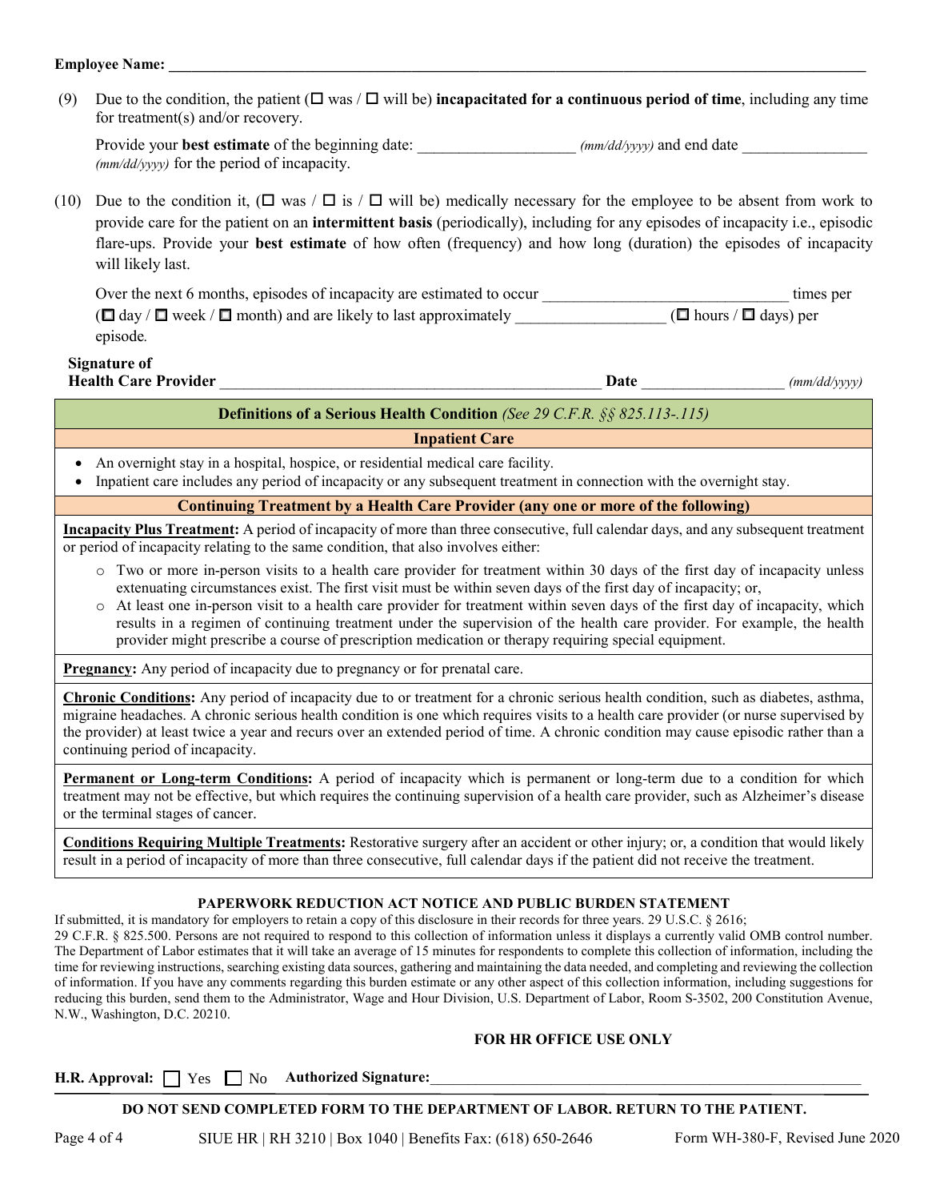**Employee Name:** ___________________________________________________________________________

(9) Due to the condition, the patient (☐ was / ☐ will be) **incapacitated for a continuous period of time**, including any time for treatment(s) and/or recovery.

Provide your **best estimate** of the beginning date: ___________________ *(mm/dd/yyyy)* and end date _______________ *(mm/dd/yyyy)* for the period of incapacity.

(10) Due to the condition it, (☐ was / ☐ is / ☐ will be) medically necessary for the employee to be absent from work to provide care for the patient on an **intermittent basis** (periodically), including for any episodes of incapacity i.e., episodic flare-ups. Provide your **best estimate** of how often (frequency) and how long (duration) the episodes of incapacity will likely last.

Over the next 6 months, episodes of incapacity are estimated to occur ______________________________ times per (☐ day / ☐ week / ☐ month) and are likely to last approximately __________________ (☐ hours / ☐ days) per episode.

**Signature of Health Care Provider** ________________________________________________ **Date** __________________ *(mm/dd/yyyy)*

## Definitions of a Serious Health Condition *(See 29 C.F.R. §§ 825.113-.115)*

### Inpatient Care

- An overnight stay in a hospital, hospice, or residential medical care facility.
- Inpatient care includes any period of incapacity or any subsequent treatment in connection with the overnight stay.

### Continuing Treatment by a Health Care Provider (any one or more of the following)

**Incapacity Plus Treatment:** A period of incapacity of more than three consecutive, full calendar days, and any subsequent treatment or period of incapacity relating to the same condition, that also involves either:

- Two or more in-person visits to a health care provider for treatment within 30 days of the first day of incapacity unless extenuating circumstances exist. The first visit must be within seven days of the first day of incapacity; or,
- At least one in-person visit to a health care provider for treatment within seven days of the first day of incapacity, which results in a regimen of continuing treatment under the supervision of the health care provider. For example, the health provider might prescribe a course of prescription medication or therapy requiring special equipment.

**Pregnancy:** Any period of incapacity due to pregnancy or for prenatal care.

**Chronic Conditions:** Any period of incapacity due to or treatment for a chronic serious health condition, such as diabetes, asthma, migraine headaches. A chronic serious health condition is one which requires visits to a health care provider (or nurse supervised by the provider) at least twice a year and recurs over an extended period of time. A chronic condition may cause episodic rather than a continuing period of incapacity.

**Permanent or Long-term Conditions:** A period of incapacity which is permanent or long-term due to a condition for which treatment may not be effective, but which requires the continuing supervision of a health care provider, such as Alzheimer's disease or the terminal stages of cancer.

**Conditions Requiring Multiple Treatments:** Restorative surgery after an accident or other injury; or, a condition that would likely result in a period of incapacity of more than three consecutive, full calendar days if the patient did not receive the treatment.

### PAPERWORK REDUCTION ACT NOTICE AND PUBLIC BURDEN STATEMENT

If submitted, it is mandatory for employers to retain a copy of this disclosure in their records for three years. 29 U.S.C. § 2616; 29 C.F.R. § 825.500. Persons are not required to respond to this collection of information unless it displays a currently valid OMB control number. The Department of Labor estimates that it will take an average of 15 minutes for respondents to complete this collection of information, including the time for reviewing instructions, searching existing data sources, gathering and maintaining the data needed, and completing and reviewing the collection of information. If you have any comments regarding this burden estimate or any other aspect of this collection information, including suggestions for reducing this burden, send them to the Administrator, Wage and Hour Division, U.S. Department of Labor, Room S-3502, 200 Constitution Avenue, N.W., Washington, D.C. 20210.

### FOR HR OFFICE USE ONLY

**H.R. Approval:** ☐ Yes ☐ No **Authorized Signature:**_______________________________________________

**DO NOT SEND COMPLETED FORM TO THE DEPARTMENT OF LABOR. RETURN TO THE PATIENT.**

SIUE HR | RH 3210 | Box 1040 | Benefits Fax: (618) 650-2646 Form WH-380-F, Revised June 2020